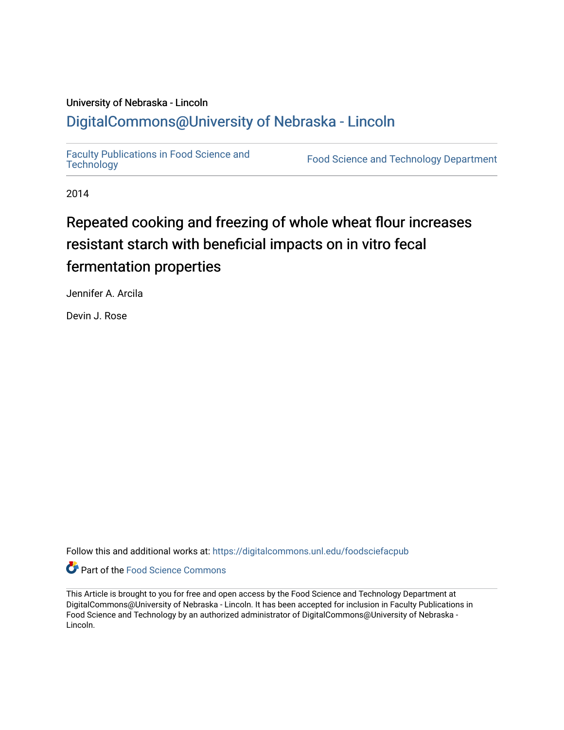University of Nebraska - Lincoln

DigitalCommons@University of Nebraska - Lincoln

Faculty Publications in Food Science and Technology

Food Science and Technology Department

2014

# Repeated cooking and freezing of whole wheat flour increases resistant starch with beneficial impacts on in vitro fecal fermentation properties

Jennifer A. Arcila

Devin J. Rose

Follow this and additional works at: https://digitalcommons.unl.edu/foodsciefacpub

Part of the Food Science Commons

This Article is brought to you for free and open access by the Food Science and Technology Department at DigitalCommons@University of Nebraska - Lincoln. It has been accepted for inclusion in Faculty Publications in Food Science and Technology by an authorized administrator of DigitalCommons@University of Nebraska - Lincoln.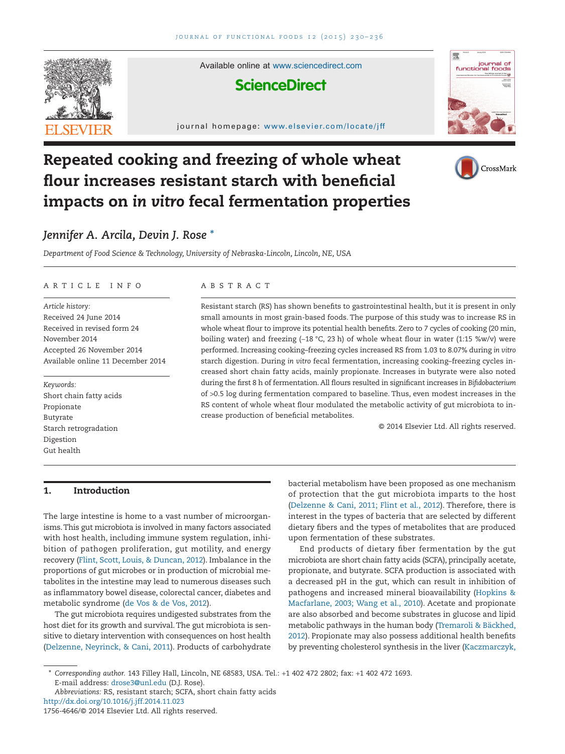# Repeated cooking and freezing of whole wheat flour increases resistant starch with beneficial impacts on *in vitro* fecal fermentation properties

*Jennifer A. Arcila, Devin J. Rose* *

*Department of Food Science & Technology, University of Nebraska-Lincoln, Lincoln, NE, USA*

## ARTICLE INFO

*Article history:*
Received 24 June 2014
Received in revised form 24 November 2014
Accepted 26 November 2014
Available online 11 December 2014

*Keywords:*
Short chain fatty acids
Propionate
Butyrate
Starch retrogradation
Digestion
Gut health

## ABSTRACT

Resistant starch (RS) has shown benefits to gastrointestinal health, but it is present in only small amounts in most grain-based foods. The purpose of this study was to increase RS in whole wheat flour to improve its potential health benefits. Zero to 7 cycles of cooking (20 min, boiling water) and freezing (−18 °C, 23 h) of whole wheat flour in water (1:15 %w/v) were performed. Increasing cooking–freezing cycles increased RS from 1.03 to 8.07% during *in vitro* starch digestion. During *in vitro* fecal fermentation, increasing cooking–freezing cycles increased short chain fatty acids, mainly propionate. Increases in butyrate were also noted during the first 8 h of fermentation. All flours resulted in significant increases in *Bifidobacterium* of >0.5 log during fermentation compared to baseline. Thus, even modest increases in the RS content of whole wheat flour modulated the metabolic activity of gut microbiota to increase production of beneficial metabolites.

© 2014 Elsevier Ltd. All rights reserved.

## 1. Introduction

The large intestine is home to a vast number of microorganisms. This gut microbiota is involved in many factors associated with host health, including immune system regulation, inhibition of pathogen proliferation, gut motility, and energy recovery (Flint, Scott, Louis, & Duncan, 2012). Imbalance in the proportions of gut microbes or in production of microbial metabolites in the intestine may lead to numerous diseases such as inflammatory bowel disease, colorectal cancer, diabetes and metabolic syndrome (de Vos & de Vos, 2012).

The gut microbiota requires undigested substrates from the host diet for its growth and survival. The gut microbiota is sensitive to dietary intervention with consequences on host health (Delzenne, Neyrinck, & Cani, 2011). Products of carbohydrate bacterial metabolism have been proposed as one mechanism of protection that the gut microbiota imparts to the host (Delzenne & Cani, 2011; Flint et al., 2012). Therefore, there is interest in the types of bacteria that are selected by different dietary fibers and the types of metabolites that are produced upon fermentation of these substrates.

End products of dietary fiber fermentation by the gut microbiota are short chain fatty acids (SCFA), principally acetate, propionate, and butyrate. SCFA production is associated with a decreased pH in the gut, which can result in inhibition of pathogens and increased mineral bioavailability (Hopkins & Macfarlane, 2003; Wang et al., 2010). Acetate and propionate are also absorbed and become substrates in glucose and lipid metabolic pathways in the human body (Tremaroli & Bäckhed, 2012). Propionate may also possess additional health benefits by preventing cholesterol synthesis in the liver (Kaczmarczyk,

---

\* Corresponding author. 143 Filley Hall, Lincoln, NE 68583, USA. Tel.: +1 402 472 2802; fax: +1 402 472 1693.
E-mail address: drose3@unl.edu (D.J. Rose).
*Abbreviations:* RS, resistant starch; SCFA, short chain fatty acids
http://dx.doi.org/10.1016/j.jff.2014.11.023
1756-4646/© 2014 Elsevier Ltd. All rights reserved.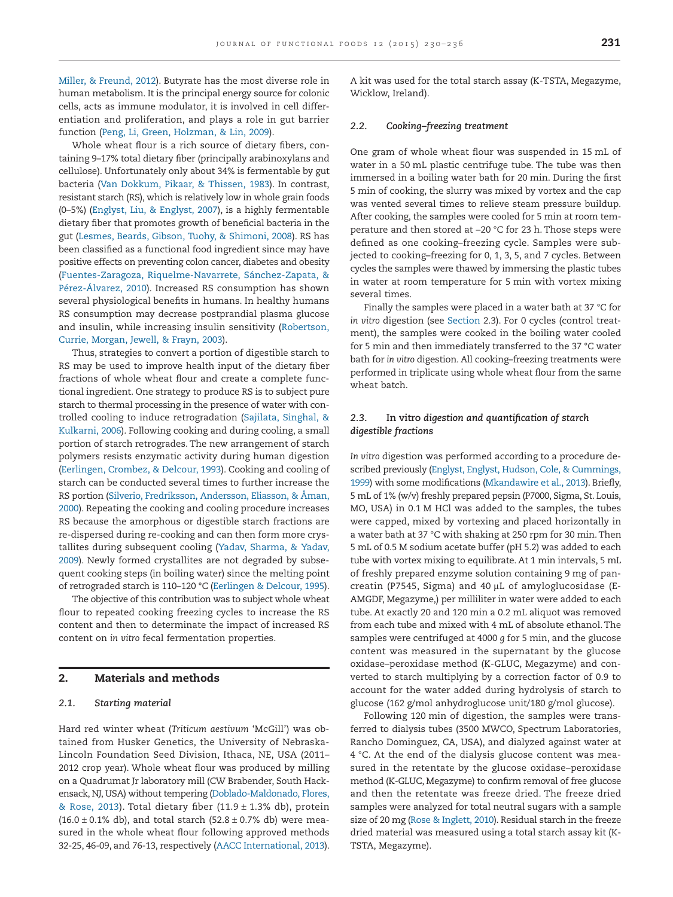Miller, & Freund, 2012). Butyrate has the most diverse role in human metabolism. It is the principal energy source for colonic cells, acts as immune modulator, it is involved in cell differentiation and proliferation, and plays a role in gut barrier function (Peng, Li, Green, Holzman, & Lin, 2009).

Whole wheat flour is a rich source of dietary fibers, containing 9–17% total dietary fiber (principally arabinoxylans and cellulose). Unfortunately only about 34% is fermentable by gut bacteria (Van Dokkum, Pikaar, & Thissen, 1983). In contrast, resistant starch (RS), which is relatively low in whole grain foods (0–5%) (Englyst, Liu, & Englyst, 2007), is a highly fermentable dietary fiber that promotes growth of beneficial bacteria in the gut (Lesmes, Beards, Gibson, Tuohy, & Shimoni, 2008). RS has been classified as a functional food ingredient since may have positive effects on preventing colon cancer, diabetes and obesity (Fuentes-Zaragoza, Riquelme-Navarrete, Sánchez-Zapata, & Pérez-Álvarez, 2010). Increased RS consumption has shown several physiological benefits in humans. In healthy humans RS consumption may decrease postprandial plasma glucose and insulin, while increasing insulin sensitivity (Robertson, Currie, Morgan, Jewell, & Frayn, 2003).

Thus, strategies to convert a portion of digestible starch to RS may be used to improve health input of the dietary fiber fractions of whole wheat flour and create a complete functional ingredient. One strategy to produce RS is to subject pure starch to thermal processing in the presence of water with controlled cooling to induce retrogradation (Sajilata, Singhal, & Kulkarni, 2006). Following cooking and during cooling, a small portion of starch retrogrades. The new arrangement of starch polymers resists enzymatic activity during human digestion (Eerlingen, Crombez, & Delcour, 1993). Cooking and cooling of starch can be conducted several times to further increase the RS portion (Silverio, Fredriksson, Andersson, Eliasson, & Åman, 2000). Repeating the cooking and cooling procedure increases RS because the amorphous or digestible starch fractions are re-dispersed during re-cooking and can then form more crystallites during subsequent cooling (Yadav, Sharma, & Yadav, 2009). Newly formed crystallites are not degraded by subsequent cooking steps (in boiling water) since the melting point of retrograded starch is 110–120 °C (Eerlingen & Delcour, 1995).

The objective of this contribution was to subject whole wheat flour to repeated cooking freezing cycles to increase the RS content and then to determinate the impact of increased RS content on *in vitro* fecal fermentation properties.

## 2. Materials and methods

### 2.1. Starting material

Hard red winter wheat (*Triticum aestivum* 'McGill') was obtained from Husker Genetics, the University of Nebraska-Lincoln Foundation Seed Division, Ithaca, NE, USA (2011–2012 crop year). Whole wheat flour was produced by milling on a Quadrumat Jr laboratory mill (CW Brabender, South Hackensack, NJ, USA) without tempering (Doblado-Maldonado, Flores, & Rose, 2013). Total dietary fiber (11.9 ± 1.3% db), protein (16.0 ± 0.1% db), and total starch (52.8 ± 0.7% db) were measured in the whole wheat flour following approved methods 32-25, 46-09, and 76-13, respectively (AACC International, 2013). A kit was used for the total starch assay (K-TSTA, Megazyme, Wicklow, Ireland).

### 2.2. Cooking–freezing treatment

One gram of whole wheat flour was suspended in 15 mL of water in a 50 mL plastic centrifuge tube. The tube was then immersed in a boiling water bath for 20 min. During the first 5 min of cooking, the slurry was mixed by vortex and the cap was vented several times to relieve steam pressure buildup. After cooking, the samples were cooled for 5 min at room temperature and then stored at −20 °C for 23 h. Those steps were defined as one cooking–freezing cycle. Samples were subjected to cooking–freezing for 0, 1, 3, 5, and 7 cycles. Between cycles the samples were thawed by immersing the plastic tubes in water at room temperature for 5 min with vortex mixing several times.

Finally the samples were placed in a water bath at 37 °C for *in vitro* digestion (see Section 2.3). For 0 cycles (control treatment), the samples were cooked in the boiling water cooled for 5 min and then immediately transferred to the 37 °C water bath for *in vitro* digestion. All cooking–freezing treatments were performed in triplicate using whole wheat flour from the same wheat batch.

### 2.3. In vitro *digestion and quantification of starch digestible fractions*

*In vitro* digestion was performed according to a procedure described previously (Englyst, Englyst, Hudson, Cole, & Cummings, 1999) with some modifications (Mkandawire et al., 2013). Briefly, 5 mL of 1% (w/v) freshly prepared pepsin (P7000, Sigma, St. Louis, MO, USA) in 0.1 M HCl was added to the samples, the tubes were capped, mixed by vortexing and placed horizontally in a water bath at 37 °C with shaking at 250 rpm for 30 min. Then 5 mL of 0.5 M sodium acetate buffer (pH 5.2) was added to each tube with vortex mixing to equilibrate. At 1 min intervals, 5 mL of freshly prepared enzyme solution containing 9 mg of pancreatin (P7545, Sigma) and 40 μL of amyloglucosidase (E-AMGDF, Megazyme,) per milliliter in water were added to each tube. At exactly 20 and 120 min a 0.2 mL aliquot was removed from each tube and mixed with 4 mL of absolute ethanol. The samples were centrifuged at 4000 *g* for 5 min, and the glucose content was measured in the supernatant by the glucose oxidase–peroxidase method (K-GLUC, Megazyme) and converted to starch multiplying by a correction factor of 0.9 to account for the water added during hydrolysis of starch to glucose (162 g/mol anhydroglucose unit/180 g/mol glucose).

Following 120 min of digestion, the samples were transferred to dialysis tubes (3500 MWCO, Spectrum Laboratories, Rancho Dominguez, CA, USA), and dialyzed against water at 4 °C. At the end of the dialysis glucose content was measured in the retentate by the glucose oxidase–peroxidase method (K-GLUC, Megazyme) to confirm removal of free glucose and then the retentate was freeze dried. The freeze dried samples were analyzed for total neutral sugars with a sample size of 20 mg (Rose & Inglett, 2010). Residual starch in the freeze dried material was measured using a total starch assay kit (K-TSTA, Megazyme).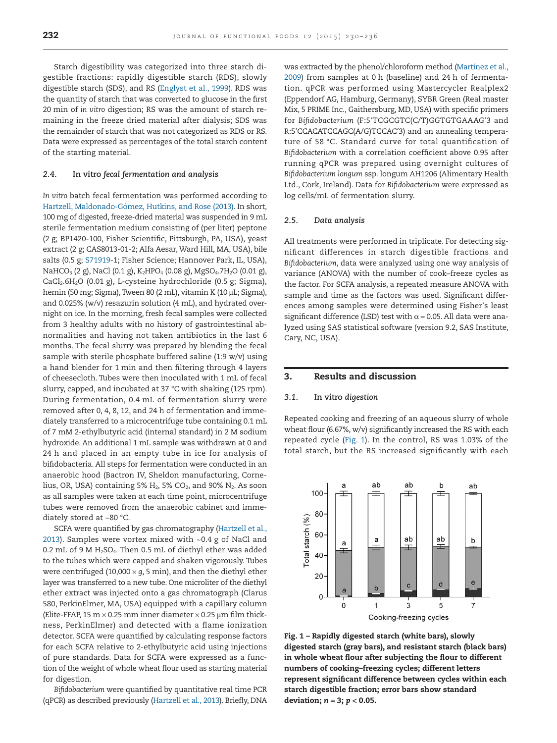Starch digestibility was categorized into three starch digestible fractions: rapidly digestible starch (RDS), slowly digestible starch (SDS), and RS (Englyst et al., 1999). RDS was the quantity of starch that was converted to glucose in the first 20 min of *in vitro* digestion; RS was the amount of starch remaining in the freeze dried material after dialysis; SDS was the remainder of starch that was not categorized as RDS or RS. Data were expressed as percentages of the total starch content of the starting material.

### 2.4. In vitro *fecal fermentation and analysis*

*In vitro* batch fecal fermentation was performed according to Hartzell, Maldonado-Gómez, Hutkins, and Rose (2013). In short, 100 mg of digested, freeze-dried material was suspended in 9 mL sterile fermentation medium consisting of (per liter) peptone (2 g; BP1420-100, Fisher Scientific, Pittsburgh, PA, USA), yeast extract (2 g; CAS8013-01-2; Alfa Aesar, Ward Hill, MA, USA), bile salts (0.5 g; S71919-1; Fisher Science; Hannover Park, IL, USA), $NaHCO_3$ (2 g), NaCl (0.1 g), $K_2HPO_4$ (0.08 g), $MgSO_4.7H_2O$ (0.01 g), $CaCl_2.6H_2O$ (0.01 g), L-cysteine hydrochloride (0.5 g; Sigma), hemin (50 mg; Sigma), Tween 80 (2 mL), vitamin K (10 μL; Sigma), and 0.025% (w/v) resazurin solution (4 mL), and hydrated overnight on ice. In the morning, fresh fecal samples were collected from 3 healthy adults with no history of gastrointestinal abnormalities and having not taken antibiotics in the last 6 months. The fecal slurry was prepared by blending the fecal sample with sterile phosphate buffered saline (1:9 w/v) using a hand blender for 1 min and then filtering through 4 layers of cheesecloth. Tubes were then inoculated with 1 mL of fecal slurry, capped, and incubated at 37 °C with shaking (125 rpm). During fermentation, 0.4 mL of fermentation slurry were removed after 0, 4, 8, 12, and 24 h of fermentation and immediately transferred to a microcentrifuge tube containing 0.1 mL of 7 mM 2-ethylbutyric acid (internal standard) in 2 M sodium hydroxide. An additional 1 mL sample was withdrawn at 0 and 24 h and placed in an empty tube in ice for analysis of bifidobacteria. All steps for fermentation were conducted in an anaerobic hood (Bactron IV, Sheldon manufacturing, Cornelius, OR, USA) containing 5% $H_2$, 5% $CO_2$, and 90% $N_2$. As soon as all samples were taken at each time point, microcentrifuge tubes were removed from the anaerobic cabinet and immediately stored at −80 °C.

SCFA were quantified by gas chromatography (Hartzell et al., 2013). Samples were vortex mixed with ~0.4 g of NaCl and 0.2 mL of 9 M $H_2SO_4$. Then 0.5 mL of diethyl ether was added to the tubes which were capped and shaken vigorously. Tubes were centrifuged (10,000 × *g*, 5 min), and then the diethyl ether layer was transferred to a new tube. One microliter of the diethyl ether extract was injected onto a gas chromatograph (Clarus 580, PerkinElmer, MA, USA) equipped with a capillary column (Elite-FFAP, 15 m × 0.25 mm inner diameter × 0.25 μm film thickness, PerkinElmer) and detected with a flame ionization detector. SCFA were quantified by calculating response factors for each SCFA relative to 2-ethylbutyric acid using injections of pure standards. Data for SCFA were expressed as a function of the weight of whole wheat flour used as starting material for digestion.

*Bifidobacterium* were quantified by quantitative real time PCR (qPCR) as described previously (Hartzell et al., 2013). Briefly, DNA was extracted by the phenol/chloroform method (Martínez et al., 2009) from samples at 0 h (baseline) and 24 h of fermentation. qPCR was performed using Mastercycler Realplex2 (Eppendorf AG, Hamburg, Germany), SYBR Green (Real master Mix, 5 PRIME Inc., Gaithersburg, MD, USA) with specific primers for *Bifidobacterium* (F:5′TCGCGTC(C/T)GGTGTGAAAG′3 and R:5′CCACATCCAGC(A/G)TCCAC′3) and an annealing temperature of 58 °C. Standard curve for total quantification of *Bifidobacterium* with a correlation coefficient above 0.95 after running qPCR was prepared using overnight cultures of *Bifidobacterium longum* ssp. longum AH1206 (Alimentary Health Ltd., Cork, Ireland). Data for *Bifidobacterium* were expressed as log cells/mL of fermentation slurry.

### 2.5. *Data analysis*

All treatments were performed in triplicate. For detecting significant differences in starch digestible fractions and *Bifidobacterium*, data were analyzed using one way analysis of variance (ANOVA) with the number of cook–freeze cycles as the factor. For SCFA analysis, a repeated measure ANOVA with sample and time as the factors was used. Significant differences among samples were determined using Fisher's least significant difference (LSD) test with $\alpha = 0.05$. All data were analyzed using SAS statistical software (version 9.2, SAS Institute, Cary, NC, USA).

## 3. Results and discussion

### 3.1. In vitro *digestion*

Repeated cooking and freezing of an aqueous slurry of whole wheat flour (6.67%, w/v) significantly increased the RS with each repeated cycle (Fig. 1). In the control, RS was 1.03% of the total starch, but the RS increased significantly with each

**Fig. 1 – Rapidly digested starch (white bars), slowly digested starch (gray bars), and resistant starch (black bars) in whole wheat flour after subjecting the flour to different numbers of cooking–freezing cycles; different letters represent significant difference between cycles within each starch digestible fraction; error bars show standard deviation; *n* = 3; *p* < 0.05.**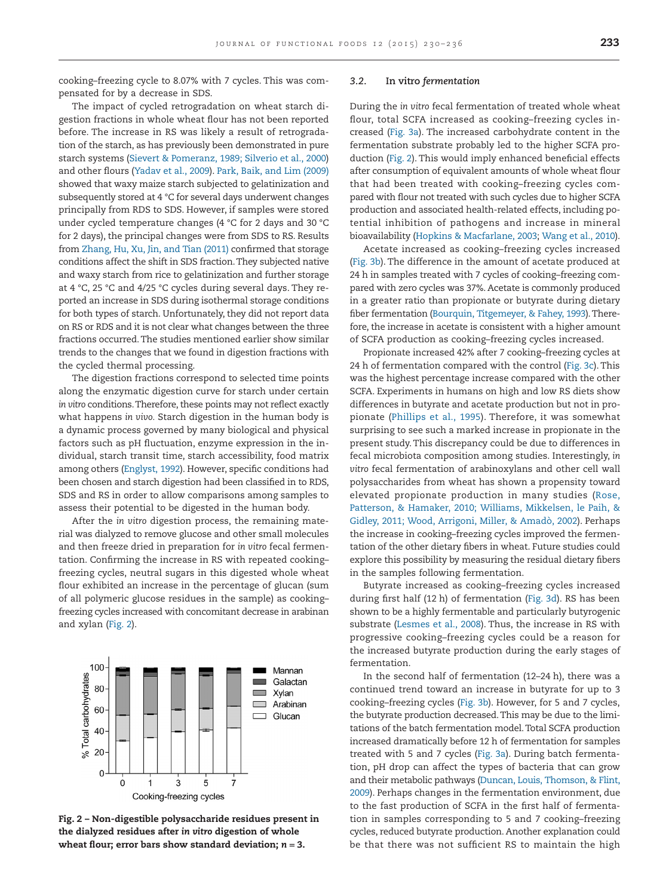cooking–freezing cycle to 8.07% with 7 cycles. This was compensated for by a decrease in SDS.

The impact of cycled retrogradation on wheat starch digestion fractions in whole wheat flour has not been reported before. The increase in RS was likely a result of retrogradation of the starch, as has previously been demonstrated in pure starch systems (Sievert & Pomeranz, 1989; Silverio et al., 2000) and other flours (Yadav et al., 2009). Park, Baik, and Lim (2009) showed that waxy maize starch subjected to gelatinization and subsequently stored at 4 °C for several days underwent changes principally from RDS to SDS. However, if samples were stored under cycled temperature changes (4 °C for 2 days and 30 °C for 2 days), the principal changes were from SDS to RS. Results from Zhang, Hu, Xu, Jin, and Tian (2011) confirmed that storage conditions affect the shift in SDS fraction. They subjected native and waxy starch from rice to gelatinization and further storage at 4 °C, 25 °C and 4/25 °C cycles during several days. They reported an increase in SDS during isothermal storage conditions for both types of starch. Unfortunately, they did not report data on RS or RDS and it is not clear what changes between the three fractions occurred. The studies mentioned earlier show similar trends to the changes that we found in digestion fractions with the cycled thermal processing.

The digestion fractions correspond to selected time points along the enzymatic digestion curve for starch under certain *in vitro* conditions. Therefore, these points may not reflect exactly what happens *in vivo*. Starch digestion in the human body is a dynamic process governed by many biological and physical factors such as pH fluctuation, enzyme expression in the individual, starch transit time, starch accessibility, food matrix among others (Englyst, 1992). However, specific conditions had been chosen and starch digestion had been classified in to RDS, SDS and RS in order to allow comparisons among samples to assess their potential to be digested in the human body.

After the *in vitro* digestion process, the remaining material was dialyzed to remove glucose and other small molecules and then freeze dried in preparation for *in vitro* fecal fermentation. Confirming the increase in RS with repeated cooking–freezing cycles, neutral sugars in this digested whole wheat flour exhibited an increase in the percentage of glucan (sum of all polymeric glucose residues in the sample) as cooking–freezing cycles increased with concomitant decrease in arabinan and xylan (Fig. 2).

**Fig. 2 – Non-digestible polysaccharide residues present in the dialyzed residues after *in vitro* digestion of whole wheat flour; error bars show standard deviation; *n* = 3.**

### 3.2. *In vitro fermentation*

During the *in vitro* fecal fermentation of treated whole wheat flour, total SCFA increased as cooking–freezing cycles increased (Fig. 3a). The increased carbohydrate content in the fermentation substrate probably led to the higher SCFA production (Fig. 2). This would imply enhanced beneficial effects after consumption of equivalent amounts of whole wheat flour that had been treated with cooking–freezing cycles compared with flour not treated with such cycles due to higher SCFA production and associated health-related effects, including potential inhibition of pathogens and increase in mineral bioavailability (Hopkins & Macfarlane, 2003; Wang et al., 2010).

Acetate increased as cooking–freezing cycles increased (Fig. 3b). The difference in the amount of acetate produced at 24 h in samples treated with 7 cycles of cooking–freezing compared with zero cycles was 37%. Acetate is commonly produced in a greater ratio than propionate or butyrate during dietary fiber fermentation (Bourquin, Titgemeyer, & Fahey, 1993). Therefore, the increase in acetate is consistent with a higher amount of SCFA production as cooking–freezing cycles increased.

Propionate increased 42% after 7 cooking–freezing cycles at 24 h of fermentation compared with the control (Fig. 3c). This was the highest percentage increase compared with the other SCFA. Experiments in humans on high and low RS diets show differences in butyrate and acetate production but not in propionate (Phillips et al., 1995). Therefore, it was somewhat surprising to see such a marked increase in propionate in the present study. This discrepancy could be due to differences in fecal microbiota composition among studies. Interestingly, *in vitro* fecal fermentation of arabinoxylans and other cell wall polysaccharides from wheat has shown a propensity toward elevated propionate production in many studies (Rose, Patterson, & Hamaker, 2010; Williams, Mikkelsen, le Paih, & Gidley, 2011; Wood, Arrigoni, Miller, & Amadò, 2002). Perhaps the increase in cooking–freezing cycles improved the fermentation of the other dietary fibers in wheat. Future studies could explore this possibility by measuring the residual dietary fibers in the samples following fermentation.

Butyrate increased as cooking–freezing cycles increased during first half (12 h) of fermentation (Fig. 3d). RS has been shown to be a highly fermentable and particularly butyrogenic substrate (Lesmes et al., 2008). Thus, the increase in RS with progressive cooking–freezing cycles could be a reason for the increased butyrate production during the early stages of fermentation.

In the second half of fermentation (12–24 h), there was a continued trend toward an increase in butyrate for up to 3 cooking–freezing cycles (Fig. 3b). However, for 5 and 7 cycles, the butyrate production decreased. This may be due to the limitations of the batch fermentation model. Total SCFA production increased dramatically before 12 h of fermentation for samples treated with 5 and 7 cycles (Fig. 3a). During batch fermentation, pH drop can affect the types of bacteria that can grow and their metabolic pathways (Duncan, Louis, Thomson, & Flint, 2009). Perhaps changes in the fermentation environment, due to the fast production of SCFA in the first half of fermentation in samples corresponding to 5 and 7 cooking–freezing cycles, reduced butyrate production. Another explanation could be that there was not sufficient RS to maintain the high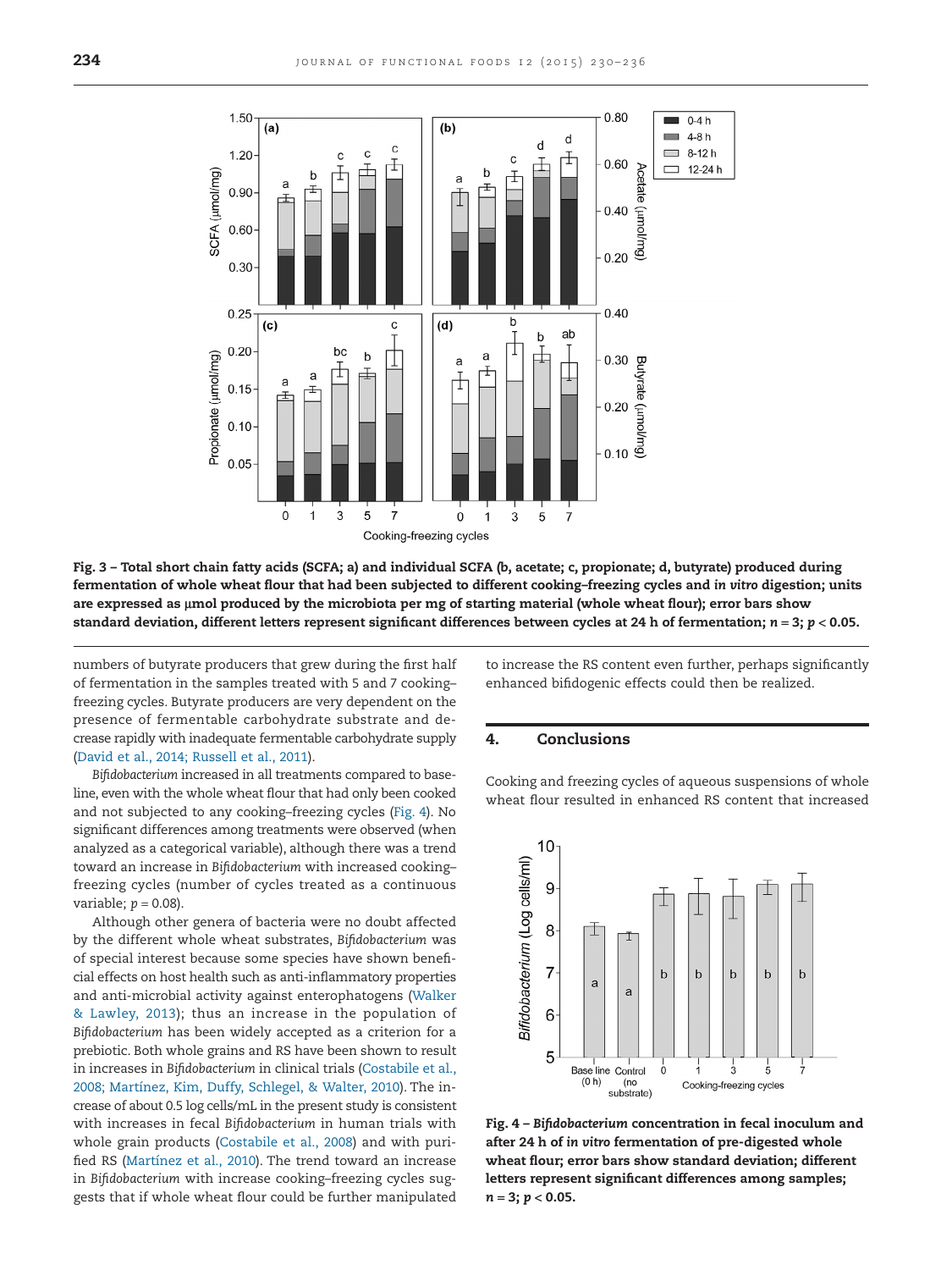**Fig. 3 – Total short chain fatty acids (SCFA; a) and individual SCFA (b, acetate; c, propionate; d, butyrate) produced during fermentation of whole wheat flour that had been subjected to different cooking–freezing cycles and *in vitro* digestion; units are expressed as μmol produced by the microbiota per mg of starting material (whole wheat flour); error bars show standard deviation, different letters represent significant differences between cycles at 24 h of fermentation; $n = 3$; $p < 0.05$.**

numbers of butyrate producers that grew during the first half of fermentation in the samples treated with 5 and 7 cooking–freezing cycles. Butyrate producers are very dependent on the presence of fermentable carbohydrate substrate and decrease rapidly with inadequate fermentable carbohydrate supply (David et al., 2014; Russell et al., 2011).

*Bifidobacterium* increased in all treatments compared to baseline, even with the whole wheat flour that had only been cooked and not subjected to any cooking–freezing cycles (Fig. 4). No significant differences among treatments were observed (when analyzed as a categorical variable), although there was a trend toward an increase in *Bifidobacterium* with increased cooking–freezing cycles (number of cycles treated as a continuous variable; $p = 0.08$).

Although other genera of bacteria were no doubt affected by the different whole wheat substrates, *Bifidobacterium* was of special interest because some species have shown beneficial effects on host health such as anti-inflammatory properties and anti-microbial activity against enteropathogens (Walker & Lawley, 2013); thus an increase in the population of *Bifidobacterium* has been widely accepted as a criterion for a prebiotic. Both whole grains and RS have been shown to result in increases in *Bifidobacterium* in clinical trials (Costabile et al., 2008; Martínez, Kim, Duffy, Schlegel, & Walter, 2010). The increase of about 0.5 log cells/mL in the present study is consistent with increases in fecal *Bifidobacterium* in human trials with whole grain products (Costabile et al., 2008) and with purified RS (Martínez et al., 2010). The trend toward an increase in *Bifidobacterium* with increase cooking–freezing cycles suggests that if whole wheat flour could be further manipulated to increase the RS content even further, perhaps significantly enhanced bifidogenic effects could then be realized.

## 4. Conclusions

Cooking and freezing cycles of aqueous suspensions of whole wheat flour resulted in enhanced RS content that increased

**Fig. 4 – *Bifidobacterium* concentration in fecal inoculum and after 24 h of *in vitro* fermentation of pre-digested whole wheat flour; error bars show standard deviation; different letters represent significant differences among samples; $n = 3$; $p < 0.05$.**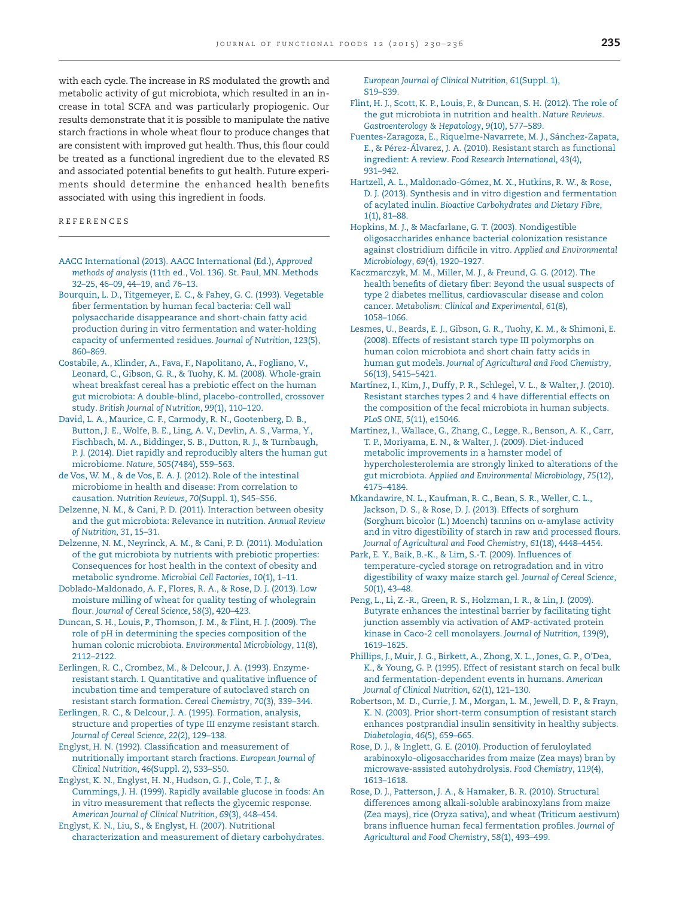with each cycle. The increase in RS modulated the growth and metabolic activity of gut microbiota, which resulted in an increase in total SCFA and was particularly propiogenic. Our results demonstrate that it is possible to manipulate the native starch fractions in whole wheat flour to produce changes that are consistent with improved gut health. Thus, this flour could be treated as a functional ingredient due to the elevated RS and associated potential benefits to gut health. Future experiments should determine the enhanced health benefits associated with using this ingredient in foods.

## REFERENCES

AACC International (2013). AACC International (Ed.), *Approved methods of analysis* (11th ed., Vol. 136). St. Paul, MN. Methods 32–25, 46–09, 44–19, and 76–13.

Bourquin, L. D., Titgemeyer, E. C., & Fahey, G. C. (1993). Vegetable fiber fermentation by human fecal bacteria: Cell wall polysaccharide disappearance and short-chain fatty acid production during in vitro fermentation and water-holding capacity of unfermented residues. *Journal of Nutrition*, *123*(5), 860–869.

Costabile, A., Klinder, A., Fava, F., Napolitano, A., Fogliano, V., Leonard, C., Gibson, G. R., & Tuohy, K. M. (2008). Whole-grain wheat breakfast cereal has a prebiotic effect on the human gut microbiota: A double-blind, placebo-controlled, crossover study. *British Journal of Nutrition*, *99*(1), 110–120.

David, L. A., Maurice, C. F., Carmody, R. N., Gootenberg, D. B., Button, J. E., Wolfe, B. E., Ling, A. V., Devlin, A. S., Varma, Y., Fischbach, M. A., Biddinger, S. B., Dutton, R. J., & Turnbaugh, P. J. (2014). Diet rapidly and reproducibly alters the human gut microbiome. *Nature*, *505*(7484), 559–563.

de Vos, W. M., & de Vos, E. A. J. (2012). Role of the intestinal microbiome in health and disease: From correlation to causation. *Nutrition Reviews*, *70*(Suppl. 1), S45–S56.

Delzenne, N. M., & Cani, P. D. (2011). Interaction between obesity and the gut microbiota: Relevance in nutrition. *Annual Review of Nutrition*, *31*, 15–31.

Delzenne, N. M., Neyrinck, A. M., & Cani, P. D. (2011). Modulation of the gut microbiota by nutrients with prebiotic properties: Consequences for host health in the context of obesity and metabolic syndrome. *Microbial Cell Factories*, *10*(1), 1–11.

Doblado-Maldonado, A. F., Flores, R. A., & Rose, D. J. (2013). Low moisture milling of wheat for quality testing of wholegrain flour. *Journal of Cereal Science*, *58*(3), 420–423.

Duncan, S. H., Louis, P., Thomson, J. M., & Flint, H. J. (2009). The role of pH in determining the species composition of the human colonic microbiota. *Environmental Microbiology*, *11*(8), 2112–2122.

Eerlingen, R. C., Crombez, M., & Delcour, J. A. (1993). Enzyme-resistant starch. I. Quantitative and qualitative influence of incubation time and temperature of autoclaved starch on resistant starch formation. *Cereal Chemistry*, *70*(3), 339–344.

Eerlingen, R. C., & Delcour, J. A. (1995). Formation, analysis, structure and properties of type III enzyme resistant starch. *Journal of Cereal Science*, *22*(2), 129–138.

Englyst, H. N. (1992). Classification and measurement of nutritionally important starch fractions. *European Journal of Clinical Nutrition*, *46*(Suppl. 2), S33–S50.

Englyst, K. N., Englyst, H. N., Hudson, G. J., Cole, T. J., & Cummings, J. H. (1999). Rapidly available glucose in foods: An in vitro measurement that reflects the glycemic response. *American Journal of Clinical Nutrition*, *69*(3), 448–454.

Englyst, K. N., Liu, S., & Englyst, H. (2007). Nutritional characterization and measurement of dietary carbohydrates. *European Journal of Clinical Nutrition*, *61*(Suppl. 1), S19–S39.

Flint, H. J., Scott, K. P., Louis, P., & Duncan, S. H. (2012). The role of the gut microbiota in nutrition and health. *Nature Reviews. Gastroenterology & Hepatology*, *9*(10), 577–589.

Fuentes-Zaragoza, E., Riquelme-Navarrete, M. J., Sánchez-Zapata, E., & Pérez-Álvarez, J. A. (2010). Resistant starch as functional ingredient: A review. *Food Research International*, *43*(4), 931–942.

Hartzell, A. L., Maldonado-Gómez, M. X., Hutkins, R. W., & Rose, D. J. (2013). Synthesis and in vitro digestion and fermentation of acylated inulin. *Bioactive Carbohydrates and Dietary Fibre*, *1*(1), 81–88.

Hopkins, M. J., & Macfarlane, G. T. (2003). Nondigestible oligosaccharides enhance bacterial colonization resistance against clostridium difficile in vitro. *Applied and Environmental Microbiology*, *69*(4), 1920–1927.

Kaczmarczyk, M. M., Miller, M. J., & Freund, G. G. (2012). The health benefits of dietary fiber: Beyond the usual suspects of type 2 diabetes mellitus, cardiovascular disease and colon cancer. *Metabolism: Clinical and Experimental*, *61*(8), 1058–1066.

Lesmes, U., Beards, E. J., Gibson, G. R., Tuohy, K. M., & Shimoni, E. (2008). Effects of resistant starch type III polymorphs on human colon microbiota and short chain fatty acids in human gut models. *Journal of Agricultural and Food Chemistry*, *56*(13), 5415–5421.

Martínez, I., Kim, J., Duffy, P. R., Schlegel, V. L., & Walter, J. (2010). Resistant starches types 2 and 4 have differential effects on the composition of the fecal microbiota in human subjects. *PLoS ONE*, *5*(11), e15046.

Martínez, I., Wallace, G., Zhang, C., Legge, R., Benson, A. K., Carr, T. P., Moriyama, E. N., & Walter, J. (2009). Diet-induced metabolic improvements in a hamster model of hypercholesterolemia are strongly linked to alterations of the gut microbiota. *Applied and Environmental Microbiology*, *75*(12), 4175–4184.

Mkandawire, N. L., Kaufman, R. C., Bean, S. R., Weller, C. L., Jackson, D. S., & Rose, D. J. (2013). Effects of sorghum (Sorghum bicolor (L.) Moench) tannins on α-amylase activity and in vitro digestibility of starch in raw and processed flours. *Journal of Agricultural and Food Chemistry*, *61*(18), 4448–4454.

Park, E. Y., Baik, B.-K., & Lim, S.-T. (2009). Influences of temperature-cycled storage on retrogradation and in vitro digestibility of waxy maize starch gel. *Journal of Cereal Science*, *50*(1), 43–48.

Peng, L., Li, Z.-R., Green, R. S., Holzman, I. R., & Lin, J. (2009). Butyrate enhances the intestinal barrier by facilitating tight junction assembly via activation of AMP-activated protein kinase in Caco-2 cell monolayers. *Journal of Nutrition*, *139*(9), 1619–1625.

Phillips, J., Muir, J. G., Birkett, A., Zhong, X. L., Jones, G. P., O'Dea, K., & Young, G. P. (1995). Effect of resistant starch on fecal bulk and fermentation-dependent events in humans. *American Journal of Clinical Nutrition*, *62*(1), 121–130.

Robertson, M. D., Currie, J. M., Morgan, L. M., Jewell, D. P., & Frayn, K. N. (2003). Prior short-term consumption of resistant starch enhances postprandial insulin sensitivity in healthy subjects. *Diabetologia*, *46*(5), 659–665.

Rose, D. J., & Inglett, G. E. (2010). Production of feruloylated arabinoxylo-oligosaccharides from maize (Zea mays) bran by microwave-assisted autohydrolysis. *Food Chemistry*, *119*(4), 1613–1618.

Rose, D. J., Patterson, J. A., & Hamaker, B. R. (2010). Structural differences among alkali-soluble arabinoxylans from maize (Zea mays), rice (Oryza sativa), and wheat (Triticum aestivum) brans influence human fecal fermentation profiles. *Journal of Agricultural and Food Chemistry*, *58*(1), 493–499.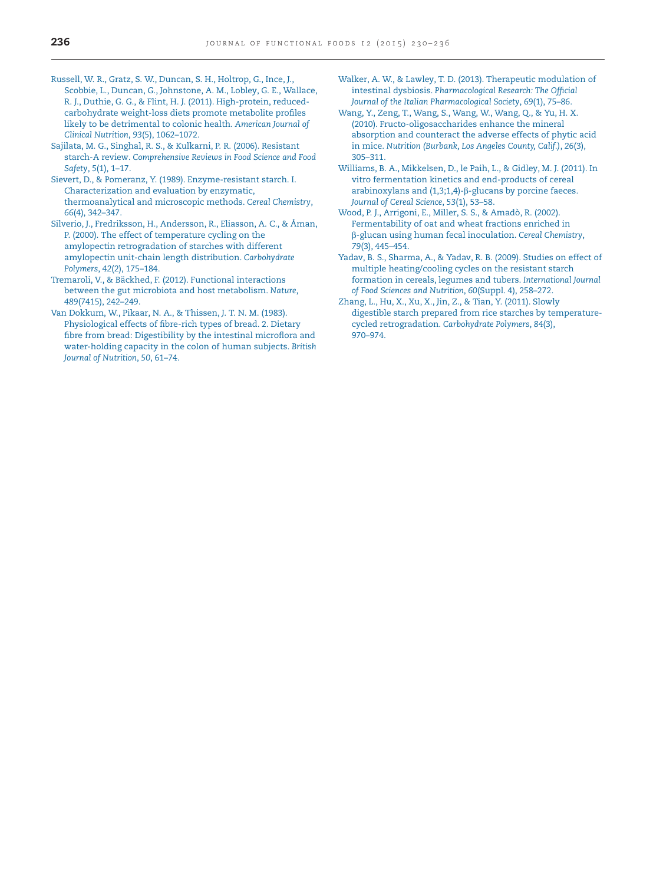Russell, W. R., Gratz, S. W., Duncan, S. H., Holtrop, G., Ince, J., Scobbie, L., Duncan, G., Johnstone, A. M., Lobley, G. E., Wallace, R. J., Duthie, G. G., & Flint, H. J. (2011). High-protein, reduced-carbohydrate weight-loss diets promote metabolite profiles likely to be detrimental to colonic health. *American Journal of Clinical Nutrition*, *93*(5), 1062–1072.

Sajilata, M. G., Singhal, R. S., & Kulkarni, P. R. (2006). Resistant starch-A review. *Comprehensive Reviews in Food Science and Food Safety*, *5*(1), 1–17.

Sievert, D., & Pomeranz, Y. (1989). Enzyme-resistant starch. I. Characterization and evaluation by enzymatic, thermoanalytical and microscopic methods. *Cereal Chemistry*, *66*(4), 342–347.

Silverio, J., Fredriksson, H., Andersson, R., Eliasson, A. C., & Åman, P. (2000). The effect of temperature cycling on the amylopectin retrogradation of starches with different amylopectin unit-chain length distribution. *Carbohydrate Polymers*, *42*(2), 175–184.

Tremaroli, V., & Bäckhed, F. (2012). Functional interactions between the gut microbiota and host metabolism. *Nature*, *489*(7415), 242–249.

Van Dokkum, W., Pikaar, N. A., & Thissen, J. T. N. M. (1983). Physiological effects of fibre-rich types of bread. 2. Dietary fibre from bread: Digestibility by the intestinal microflora and water-holding capacity in the colon of human subjects. *British Journal of Nutrition*, *50*, 61–74.

Walker, A. W., & Lawley, T. D. (2013). Therapeutic modulation of intestinal dysbiosis. *Pharmacological Research: The Official Journal of the Italian Pharmacological Society*, *69*(1), 75–86.

Wang, Y., Zeng, T., Wang, S., Wang, W., Wang, Q., & Yu, H. X. (2010). Fructo-oligosaccharides enhance the mineral absorption and counteract the adverse effects of phytic acid in mice. *Nutrition (Burbank, Los Angeles County, Calif.)*, *26*(3), 305–311.

Williams, B. A., Mikkelsen, D., le Paih, L., & Gidley, M. J. (2011). In vitro fermentation kinetics and end-products of cereal arabinoxylans and (1,3;1,4)-β-glucans by porcine faeces. *Journal of Cereal Science*, *53*(1), 53–58.

Wood, P. J., Arrigoni, E., Miller, S. S., & Amadò, R. (2002). Fermentability of oat and wheat fractions enriched in β-glucan using human fecal inoculation. *Cereal Chemistry*, *79*(3), 445–454.

Yadav, B. S., Sharma, A., & Yadav, R. B. (2009). Studies on effect of multiple heating/cooling cycles on the resistant starch formation in cereals, legumes and tubers. *International Journal of Food Sciences and Nutrition*, *60*(Suppl. 4), 258–272.

Zhang, L., Hu, X., Xu, X., Jin, Z., & Tian, Y. (2011). Slowly digestible starch prepared from rice starches by temperature-cycled retrogradation. *Carbohydrate Polymers*, *84*(3), 970–974.